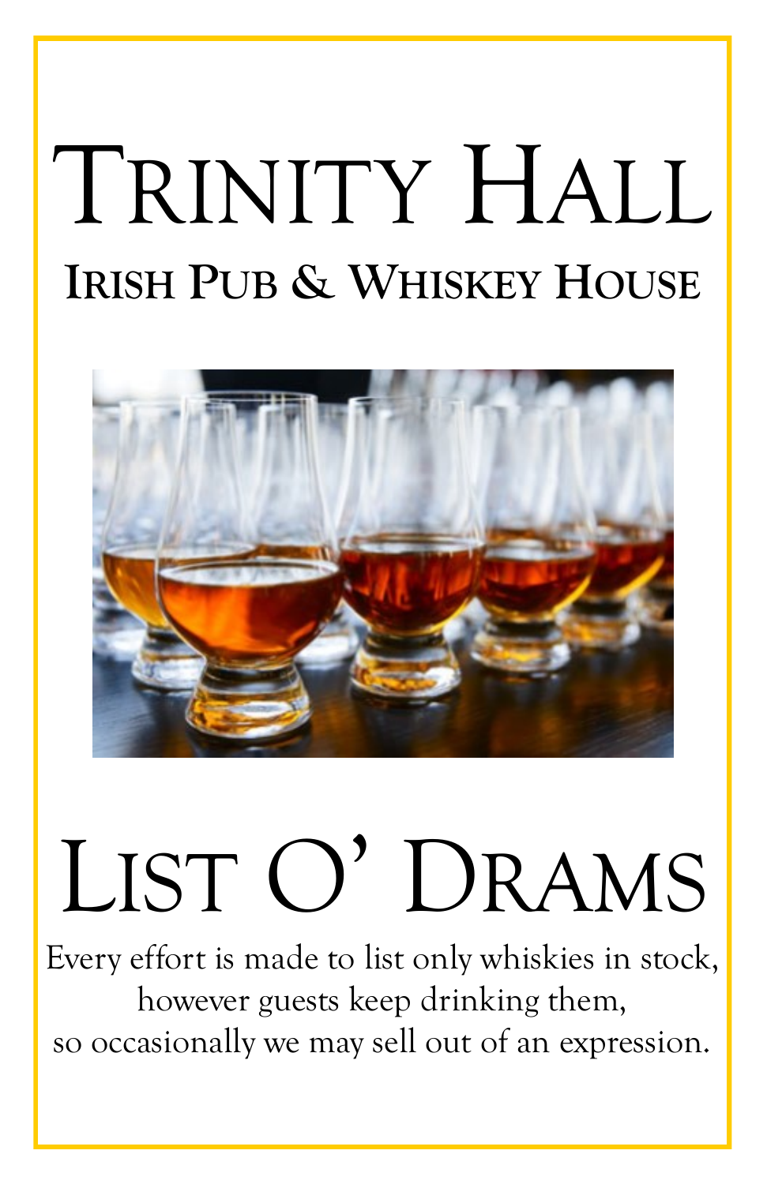# Trinity Hall

## Irish Pub & Whiskey House

# List O' Drams

Every effort is made to list only whiskies in stock,
however guests keep drinking them,
so occasionally we may sell out of an expression.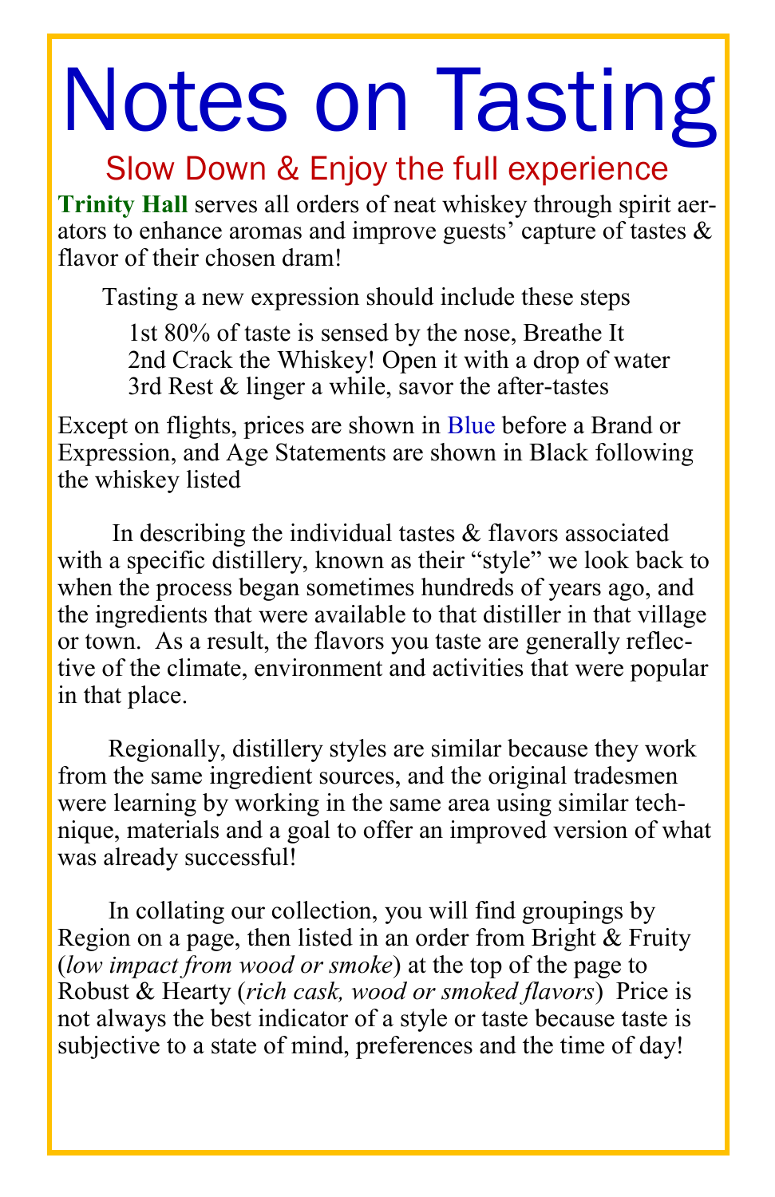# Notes on Tasting

## Slow Down & Enjoy the full experience

**Trinity Hall** serves all orders of neat whiskey through spirit aerators to enhance aromas and improve guests' capture of tastes & flavor of their chosen dram!

Tasting a new expression should include these steps

1st 80% of taste is sensed by the nose, Breathe It
2nd Crack the Whiskey! Open it with a drop of water
3rd Rest & linger a while, savor the after-tastes

Except on flights, prices are shown in Blue before a Brand or Expression, and Age Statements are shown in Black following the whiskey listed

In describing the individual tastes & flavors associated with a specific distillery, known as their "style" we look back to when the process began sometimes hundreds of years ago, and the ingredients that were available to that distiller in that village or town. As a result, the flavors you taste are generally reflective of the climate, environment and activities that were popular in that place.

Regionally, distillery styles are similar because they work from the same ingredient sources, and the original tradesmen were learning by working in the same area using similar technique, materials and a goal to offer an improved version of what was already successful!

In collating our collection, you will find groupings by Region on a page, then listed in an order from Bright & Fruity (*low impact from wood or smoke*) at the top of the page to Robust & Hearty (*rich cask, wood or smoked flavors*) Price is not always the best indicator of a style or taste because taste is subjective to a state of mind, preferences and the time of day!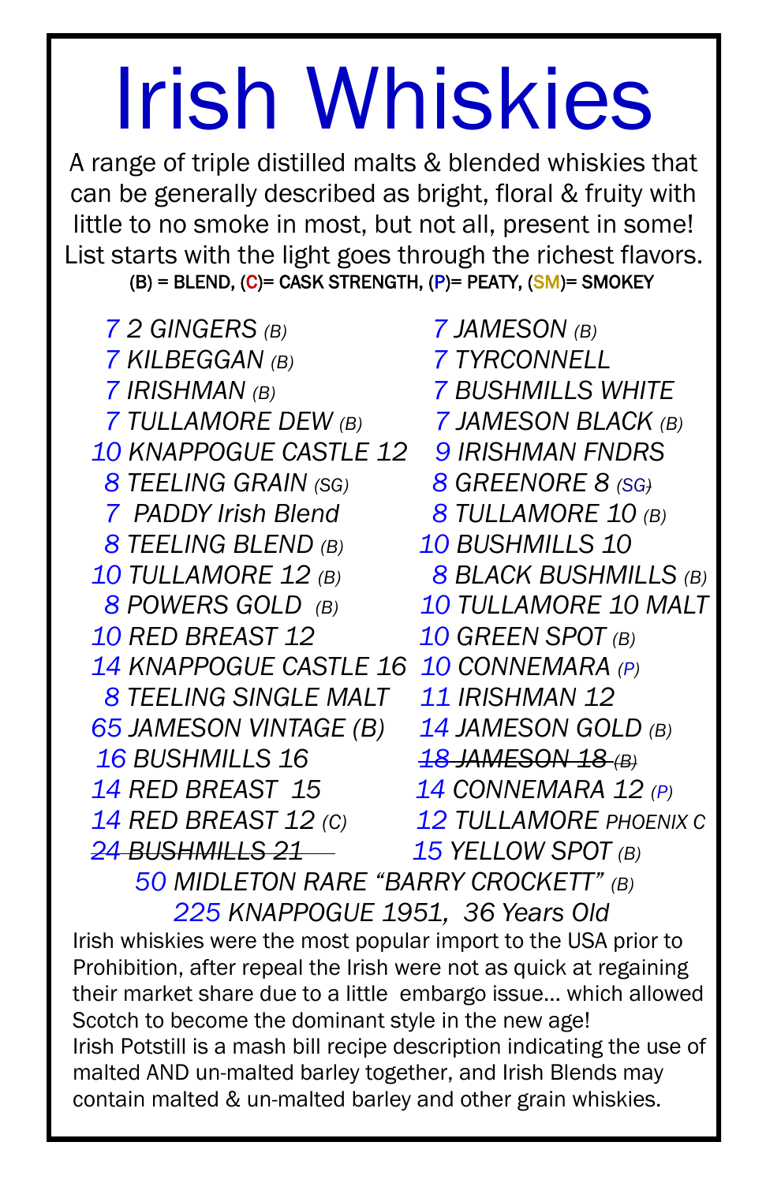# Irish Whiskies

A range of triple distilled malts & blended whiskies that can be generally described as bright, floral & fruity with little to no smoke in most, but not all, present in some! List starts with the light goes through the richest flavors.

(B) = BLEND, (C)= CASK STRENGTH, (P)= PEATY, (SM)= SMOKEY

- 7 2 GINGERS (B)
- 7 KILBEGGAN (B)
- 7 IRISHMAN (B)
- 7 TULLAMORE DEW (B)
- 10 KNAPPOGUE CASTLE 12
- 8 TEELING GRAIN (SG)
- 7 PADDY Irish Blend
- 8 TEELING BLEND (B)
- 10 TULLAMORE 12 (B)
- 8 POWERS GOLD (B)
- 10 RED BREAST 12
- 14 KNAPPOGUE CASTLE 16
- 8 TEELING SINGLE MALT
- 65 JAMESON VINTAGE (B)
- 16 BUSHMILLS 16
- 14 RED BREAST 15
- 14 RED BREAST 12 (C)
- ~~24 BUSHMILLS 21~~
- 7 JAMESON (B)
- 7 TYRCONNELL
- 7 BUSHMILLS WHITE
- 7 JAMESON BLACK (B)
- 9 IRISHMAN FNDRS
- 8 GREENORE 8 (SG)
- 8 TULLAMORE 10 (B)
- 10 BUSHMILLS 10
- 8 BLACK BUSHMILLS (B)
- 10 TULLAMORE 10 MALT
- 10 GREEN SPOT (B)
- 10 CONNEMARA (P)
- 11 IRISHMAN 12
- 14 JAMESON GOLD (B)
- ~~18 JAMESON 18 (B)~~
- 14 CONNEMARA 12 (P)
- 12 TULLAMORE PHOENIX C
- 15 YELLOW SPOT (B)
- 50 MIDLETON RARE "BARRY CROCKETT" (B)
- 225 KNAPPOGUE 1951, 36 Years Old

Irish whiskies were the most popular import to the USA prior to Prohibition, after repeal the Irish were not as quick at regaining their market share due to a little embargo issue… which allowed Scotch to become the dominant style in the new age!

Irish Potstill is a mash bill recipe description indicating the use of malted AND un-malted barley together, and Irish Blends may contain malted & un-malted barley and other grain whiskies.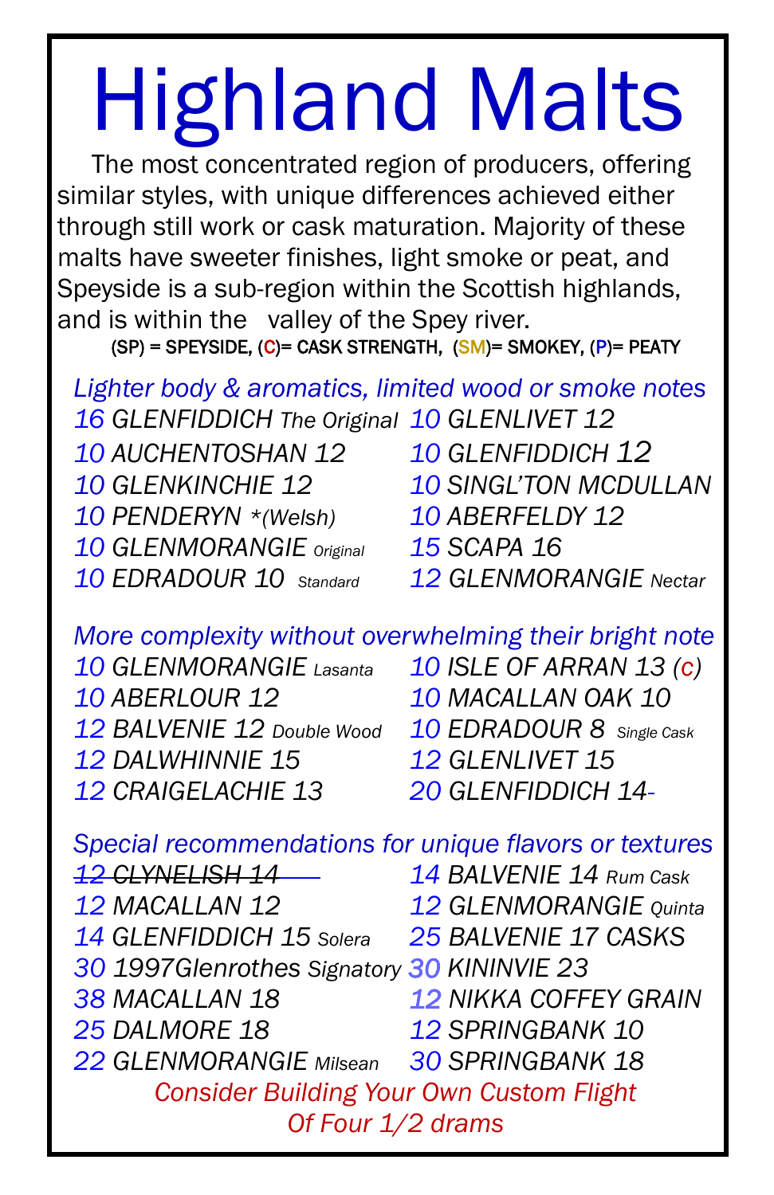# Highland Malts

The most concentrated region of producers, offering similar styles, with unique differences achieved either through still work or cask maturation. Majority of these malts have sweeter finishes, light smoke or peat, and Speyside is a sub-region within the Scottish highlands, and is within the valley of the Spey river.

(SP) = SPEYSIDE, (C)= CASK STRENGTH, (SM)= SMOKEY, (P)= PEATY

## *Lighter body & aromatics, limited wood or smoke notes*

- *16 GLENFIDDICH The Original*
- *10 AUCHENTOSHAN 12*
- *10 GLENKINCHIE 12*
- *10 PENDERYN \*(Welsh)*
- *10 GLENMORANGIE Original*
- *10 EDRADOUR 10 Standard*
- *10 GLENLIVET 12*
- *10 GLENFIDDICH 12*
- *10 SINGL'TON MCDULLAN*
- *10 ABERFELDY 12*
- *15 SCAPA 16*
- *12 GLENMORANGIE Nectar*

## *More complexity without overwhelming their bright note*

- *10 GLENMORANGIE Lasanta*
- *10 ABERLOUR 12*
- *12 BALVENIE 12 Double Wood*
- *12 DALWHINNIE 15*
- *12 CRAIGELACHIE 13*
- *10 ISLE OF ARRAN 13 (c)*
- *10 MACALLAN OAK 10*
- *10 EDRADOUR 8 Single Cask*
- *12 GLENLIVET 15*
- *20 GLENFIDDICH 14-*

## *Special recommendations for unique flavors or textures*

- ~~*12 CLYNELISH 14*~~
- *12 MACALLAN 12*
- *14 GLENFIDDICH 15 Solera*
- *30 1997Glenrothes Signatory*
- *38 MACALLAN 18*
- *25 DALMORE 18*
- *22 GLENMORANGIE Milsean*
- *14 BALVENIE 14 Rum Cask*
- *12 GLENMORANGIE Quinta*
- *25 BALVENIE 17 CASKS*
- *30 KININVIE 23*
- *12 NIKKA COFFEY GRAIN*
- *12 SPRINGBANK 10*
- *30 SPRINGBANK 18*

*Consider Building Your Own Custom Flight Of Four 1/2 drams*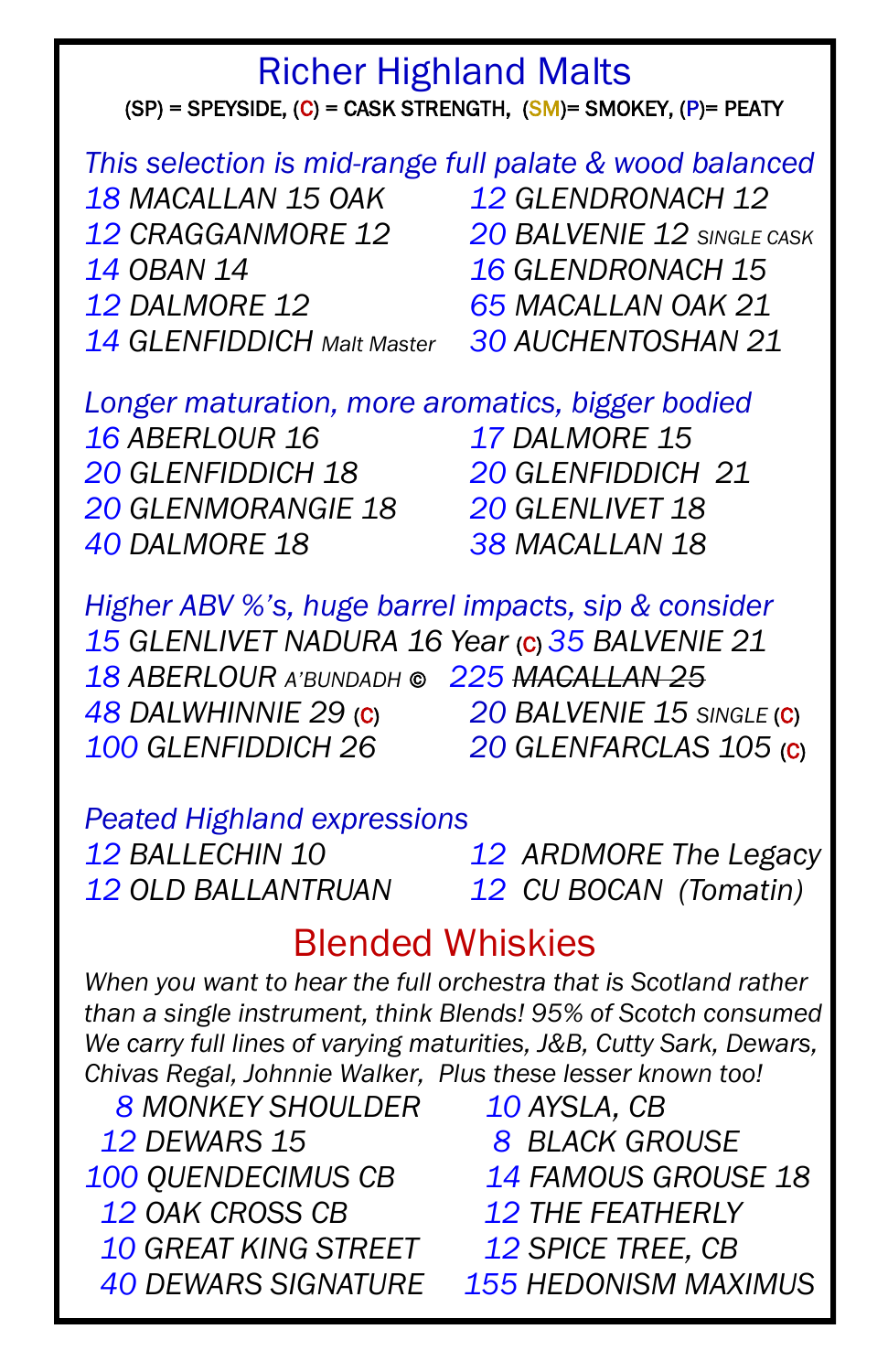# Richer Highland Malts

(SP) = SPEYSIDE, (C) = CASK STRENGTH, (SM)= SMOKEY, (P)= PEATY

*This selection is mid-range full palate & wood balanced*

*18 MACALLAN 15 OAK*
*12 CRAGGANMORE 12*
*14 OBAN 14*
*12 DALMORE 12*
*14 GLENFIDDICH Malt Master*
*12 GLENDRONACH 12*
*20 BALVENIE 12 SINGLE CASK*
*16 GLENDRONACH 15*
*65 MACALLAN OAK 21*
*30 AUCHENTOSHAN 21*

*Longer maturation, more aromatics, bigger bodied*

*16 ABERLOUR 16*
*20 GLENFIDDICH 18*
*20 GLENMORANGIE 18*
*40 DALMORE 18*
*17 DALMORE 15*
*20 GLENFIDDICH 21*
*20 GLENLIVET 18*
*38 MACALLAN 18*

*Higher ABV %'s, huge barrel impacts, sip & consider*

*15 GLENLIVET NADURA 16 Year (C)*
*18 ABERLOUR A'BUNDADH ©*
*48 DALWHINNIE 29 (C)*
*100 GLENFIDDICH 26*
*35 BALVENIE 21*
*225 ~~MACALLAN 25~~*
*20 BALVENIE 15 SINGLE (C)*
*20 GLENFARCLAS 105 (C)*

*Peated Highland expressions*

*12 BALLECHIN 10*
*12 OLD BALLANTRUAN*
*12 ARDMORE The Legacy*
*12 CU BOCAN (Tomatin)*

# Blended Whiskies

*When you want to hear the full orchestra that is Scotland rather than a single instrument, think Blends! 95% of Scotch consumed We carry full lines of varying maturities, J&B, Cutty Sark, Dewars, Chivas Regal, Johnnie Walker, Plus these lesser known too!*

*8 MONKEY SHOULDER*
*12 DEWARS 15*
*100 QUENDECIMUS CB*
*12 OAK CROSS CB*
*10 GREAT KING STREET*
*40 DEWARS SIGNATURE*
*10 AYSLA, CB*
*8 BLACK GROUSE*
*14 FAMOUS GROUSE 18*
*12 THE FEATHERLY*
*12 SPICE TREE, CB*
*155 HEDONISM MAXIMUS*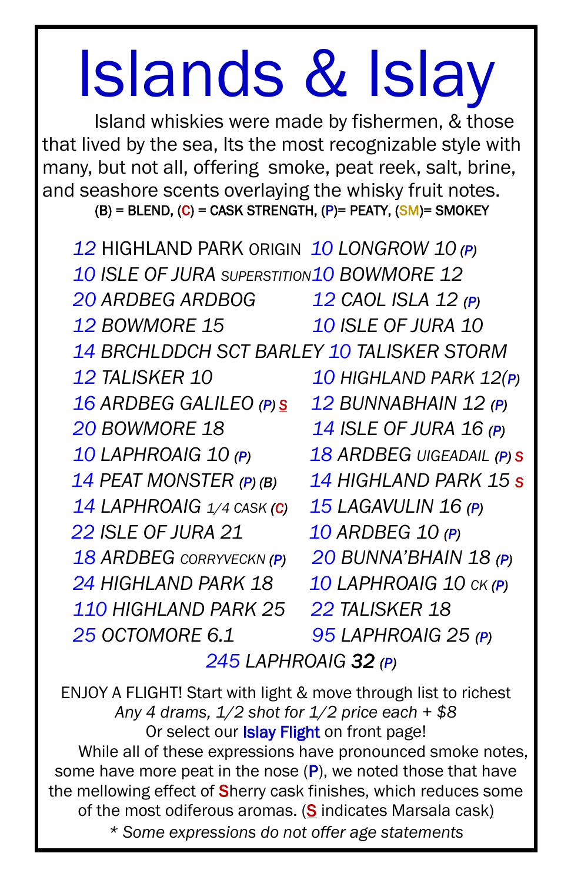# Islands & Islay

Island whiskies were made by fishermen, & those that lived by the sea, Its the most recognizable style with many, but not all, offering smoke, peat reek, salt, brine, and seashore scents overlaying the whisky fruit notes.

(B) = BLEND, (C) = CASK STRENGTH, (P)= PEATY, (SM)= SMOKEY

- 12 HIGHLAND PARK ORIGIN
- 10 *ISLE OF JURA SUPERSTITION*
- 20 *ARDBEG ARDBOG*
- 12 *BOWMORE 15*
- 14 *BRCHLDDCH SCT BARLEY*
- 12 *TALISKER 10*
- 16 *ARDBEG GALILEO (P) S*
- 20 *BOWMORE 18*
- 10 *LAPHROAIG 10 (P)*
- 14 *PEAT MONSTER (P) (B)*
- 14 *LAPHROAIG 1/4 CASK (C)*
- 22 *ISLE OF JURA 21*
- 18 *ARDBEG CORRYVECKN (P)*
- 24 *HIGHLAND PARK 18*
- 110 *HIGHLAND PARK 25*
- 25 *OCTOMORE 6.1*
- 10 *LONGROW 10 (P)*
- 10 *BOWMORE 12*
- 12 *CAOL ISLA 12 (P)*
- 10 *ISLE OF JURA 10*
- 10 *TALISKER STORM*
- 10 *HIGHLAND PARK 12(P)*
- 12 *BUNNABHAIN 12 (P)*
- 14 *ISLE OF JURA 16 (P)*
- 18 *ARDBEG UIGEADAIL (P) S*
- 14 *HIGHLAND PARK 15 S*
- 15 *LAGAVULIN 16 (P)*
- 10 *ARDBEG 10 (P)*
- 20 *BUNNA'BHAIN 18 (P)*
- 10 *LAPHROAIG 10 CK (P)*
- 22 *TALISKER 18*
- 95 *LAPHROAIG 25 (P)*
- 245 *LAPHROAIG* ***32*** *(P)*

ENJOY A FLIGHT! Start with light & move through list to richest

*Any 4 drams, 1/2 shot for 1/2 price each + $8*

Or select our Islay Flight on front page!

While all of these expressions have pronounced smoke notes, some have more peat in the nose (P), we noted those that have the mellowing effect of Sherry cask finishes, which reduces some of the most odiferous aromas. (S indicates Marsala cask)

*\* Some expressions do not offer age statements*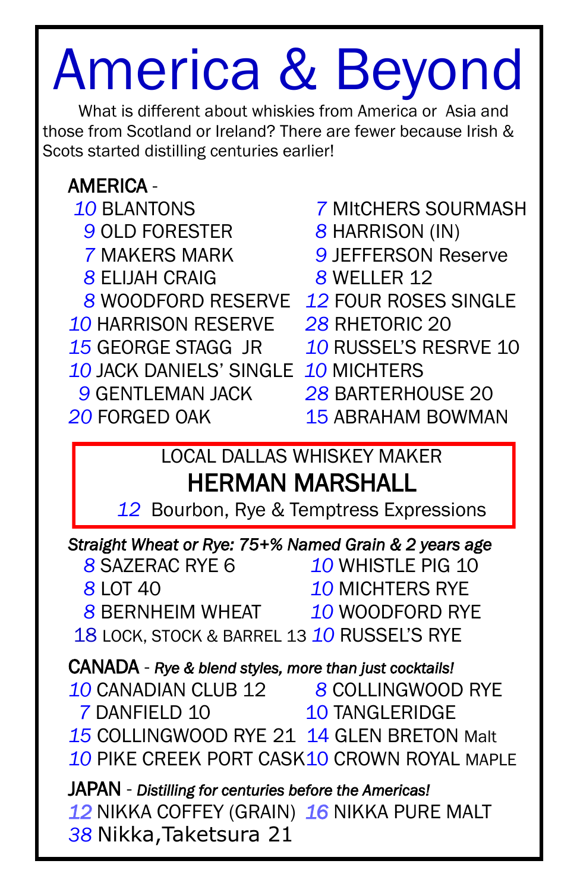# America & Beyond

What is different about whiskies from America or Asia and those from Scotland or Ireland? There are fewer because Irish & Scots started distilling centuries earlier!

## AMERICA -

- 10 BLANTONS
- 9 OLD FORESTER
- 7 MAKERS MARK
- 8 ELIJAH CRAIG
- 8 WOODFORD RESERVE
- 10 HARRISON RESERVE
- 15 GEORGE STAGG JR
- 10 JACK DANIELS' SINGLE
- 9 GENTLEMAN JACK
- 20 FORGED OAK
- 7 MItCHERS SOURMASH
- 8 HARRISON (IN)
- 9 JEFFERSON Reserve
- 8 WELLER 12
- 12 FOUR ROSES SINGLE
- 28 RHETORIC 20
- 10 RUSSEL'S RESRVE 10
- 10 MICHTERS
- 28 BARTERHOUSE 20
- 15 ABRAHAM BOWMAN

LOCAL DALLAS WHISKEY MAKER

**HERMAN MARSHALL**

12 Bourbon, Rye & Temptress Expressions

*Straight Wheat or Rye: 75+% Named Grain & 2 years age*

- 8 SAZERAC RYE 6
- 8 LOT 40
- 8 BERNHEIM WHEAT
- 18 LOCK, STOCK & BARREL 13
- 10 WHISTLE PIG 10
- 10 MICHTERS RYE
- 10 WOODFORD RYE
- 10 RUSSEL'S RYE

## CANADA - *Rye & blend styles, more than just cocktails!*

- 10 CANADIAN CLUB 12
- 7 DANFIELD 10
- 15 COLLINGWOOD RYE 21
- 10 PIKE CREEK PORT CASK
- 8 COLLINGWOOD RYE
- 10 TANGLERIDGE
- 14 GLEN BRETON Malt
- 10 CROWN ROYAL MAPLE

## JAPAN - *Distilling for centuries before the Americas!*

- 12 NIKKA COFFEY (GRAIN)
- 38 Nikka,Taketsura 21
- 16 NIKKA PURE MALT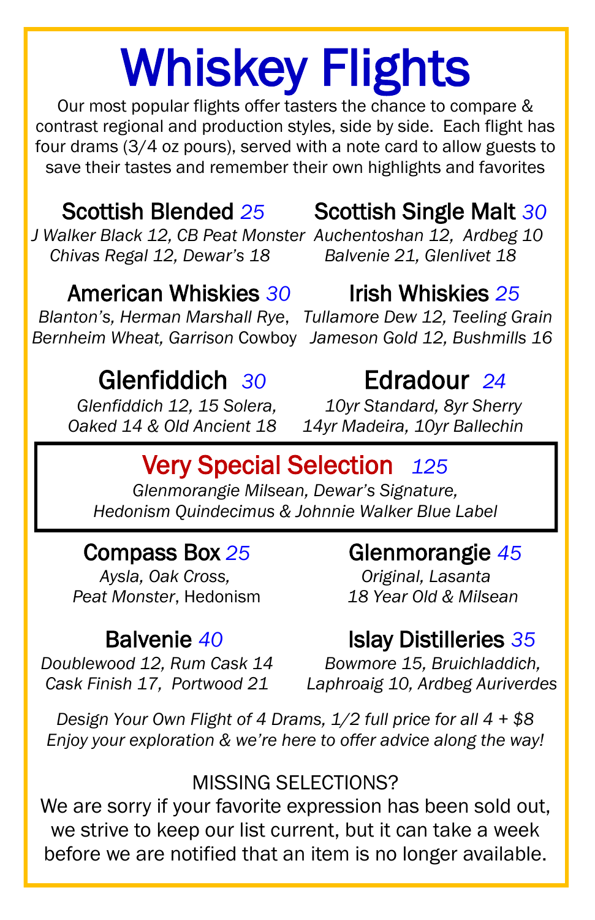# Whiskey Flights

Our most popular flights offer tasters the chance to compare & contrast regional and production styles, side by side. Each flight has four drams (3/4 oz pours), served with a note card to allow guests to save their tastes and remember their own highlights and favorites

## Scottish Blended *25*

*J Walker Black 12, CB Peat Monster*
*Chivas Regal 12, Dewar's 18*

## Scottish Single Malt *30*

*Auchentoshan 12, Ardbeg 10*
*Balvenie 21, Glenlivet 18*

## American Whiskies *30*

*Blanton's, Herman Marshall Rye*,
*Bernheim Wheat, Garrison* Cowboy

## Irish Whiskies *25*

*Tullamore Dew 12, Teeling Grain*
*Jameson Gold 12, Bushmills 16*

## Glenfiddich *30*

*Glenfiddich 12, 15 Solera,*
*Oaked 14 & Old Ancient 18*

## Edradour *24*

*10yr Standard, 8yr Sherry*
*14yr Madeira, 10yr Ballechin*

## Very Special Selection *125*

*Glenmorangie Milsean, Dewar's Signature,*
*Hedonism Quindecimus & Johnnie Walker Blue Label*

## Compass Box *25*

*Aysla, Oak Cross,*
*Peat Monster*, Hedonism

## Glenmorangie *45*

*Original, Lasanta*
*18 Year Old & Milsean*

## Balvenie *40*

*Doublewood 12, Rum Cask 14*
*Cask Finish 17, Portwood 21*

## Islay Distilleries *35*

*Bowmore 15, Bruichladdich,*
*Laphroaig 10, Ardbeg Auriverdes*

*Design Your Own Flight of 4 Drams, 1/2 full price for all 4 + $8*
*Enjoy your exploration & we're here to offer advice along the way!*

MISSING SELECTIONS?

We are sorry if your favorite expression has been sold out, we strive to keep our list current, but it can take a week before we are notified that an item is no longer available.